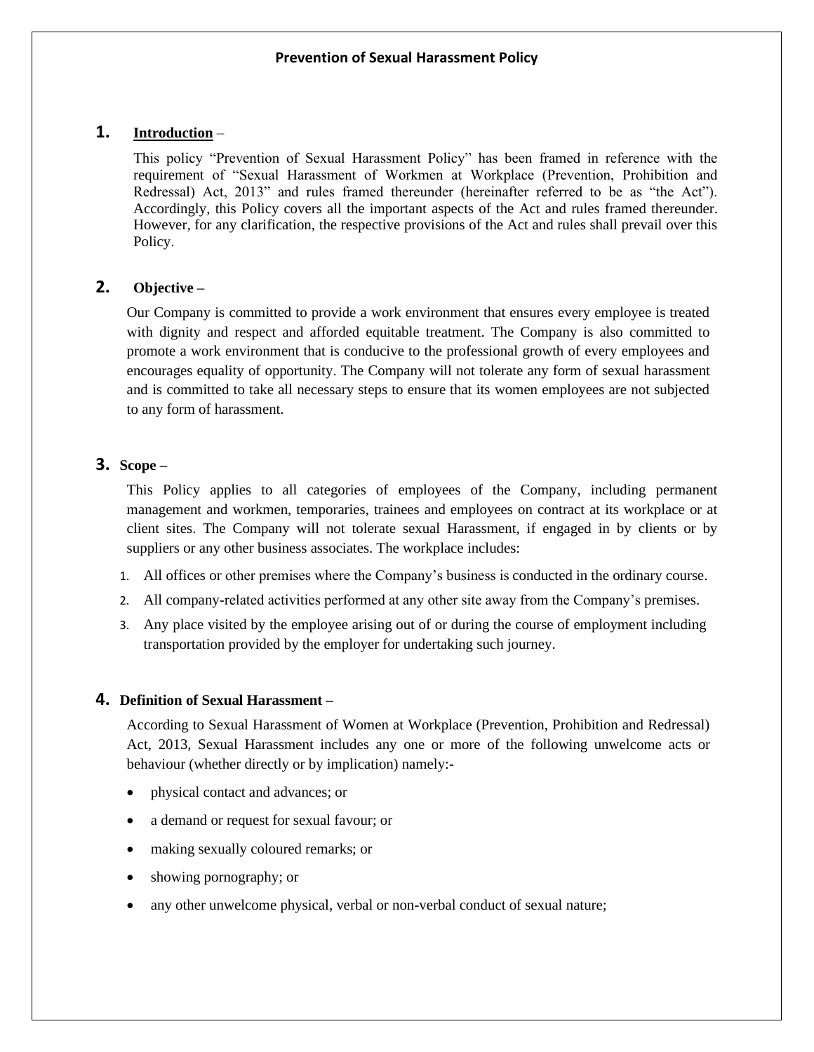# Prevention of Sexual Harassment Policy

## 1. Introduction –

This policy "Prevention of Sexual Harassment Policy" has been framed in reference with the requirement of "Sexual Harassment of Workmen at Workplace (Prevention, Prohibition and Redressal) Act, 2013" and rules framed thereunder (hereinafter referred to be as "the Act"). Accordingly, this Policy covers all the important aspects of the Act and rules framed thereunder. However, for any clarification, the respective provisions of the Act and rules shall prevail over this Policy.

## 2. Objective –

Our Company is committed to provide a work environment that ensures every employee is treated with dignity and respect and afforded equitable treatment. The Company is also committed to promote a work environment that is conducive to the professional growth of every employees and encourages equality of opportunity. The Company will not tolerate any form of sexual harassment and is committed to take all necessary steps to ensure that its women employees are not subjected to any form of harassment.

## 3. Scope –

This Policy applies to all categories of employees of the Company, including permanent management and workmen, temporaries, trainees and employees on contract at its workplace or at client sites. The Company will not tolerate sexual Harassment, if engaged in by clients or by suppliers or any other business associates. The workplace includes:

1. All offices or other premises where the Company's business is conducted in the ordinary course.
2. All company-related activities performed at any other site away from the Company's premises.
3. Any place visited by the employee arising out of or during the course of employment including transportation provided by the employer for undertaking such journey.

## 4. Definition of Sexual Harassment –

According to Sexual Harassment of Women at Workplace (Prevention, Prohibition and Redressal) Act, 2013, Sexual Harassment includes any one or more of the following unwelcome acts or behaviour (whether directly or by implication) namely:-

- physical contact and advances; or
- a demand or request for sexual favour; or
- making sexually coloured remarks; or
- showing pornography; or
- any other unwelcome physical, verbal or non-verbal conduct of sexual nature;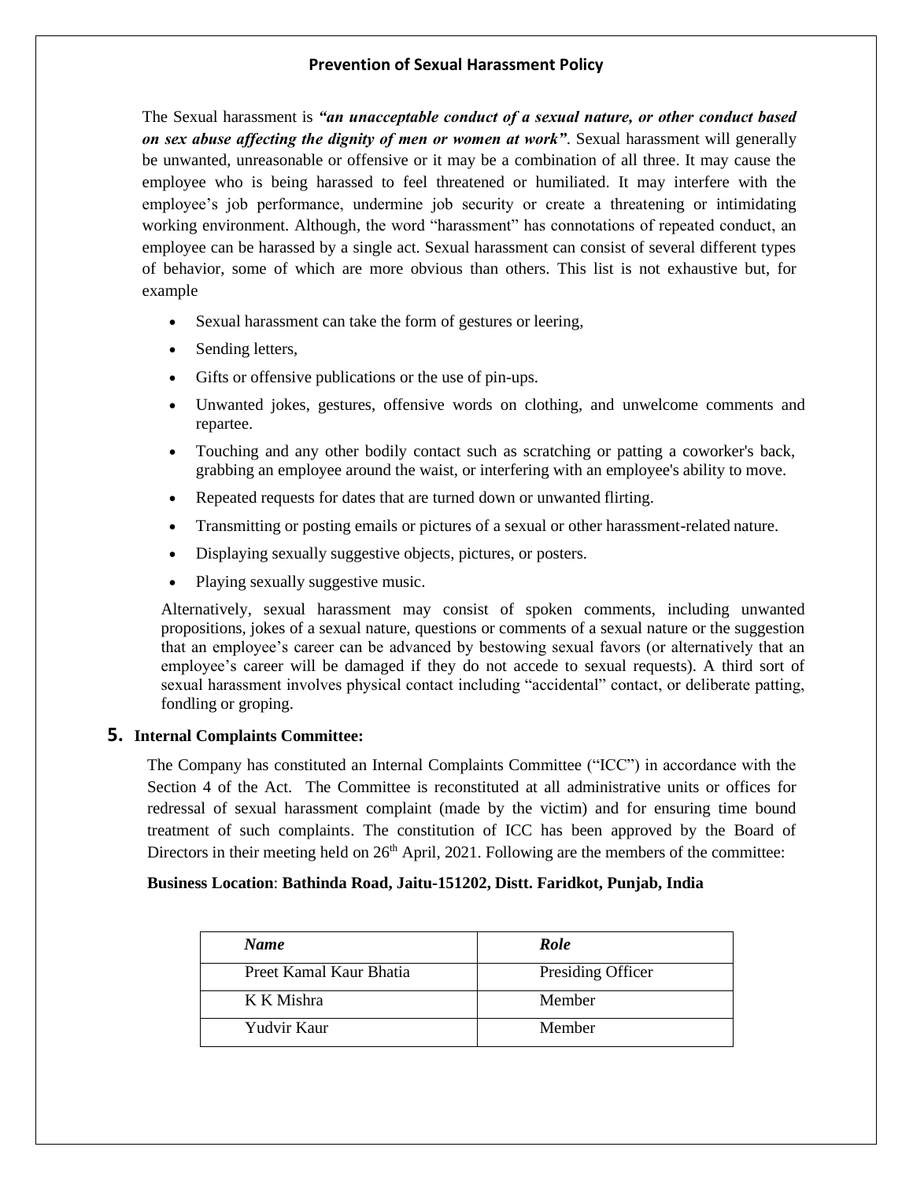## Prevention of Sexual Harassment Policy

The Sexual harassment is ***"an unacceptable conduct of a sexual nature, or other conduct based on sex abuse affecting the dignity of men or women at work"***. Sexual harassment will generally be unwanted, unreasonable or offensive or it may be a combination of all three. It may cause the employee who is being harassed to feel threatened or humiliated. It may interfere with the employee's job performance, undermine job security or create a threatening or intimidating working environment. Although, the word "harassment" has connotations of repeated conduct, an employee can be harassed by a single act. Sexual harassment can consist of several different types of behavior, some of which are more obvious than others. This list is not exhaustive but, for example

- Sexual harassment can take the form of gestures or leering,
- Sending letters,
- Gifts or offensive publications or the use of pin-ups.
- Unwanted jokes, gestures, offensive words on clothing, and unwelcome comments and repartee.
- Touching and any other bodily contact such as scratching or patting a coworker's back, grabbing an employee around the waist, or interfering with an employee's ability to move.
- Repeated requests for dates that are turned down or unwanted flirting.
- Transmitting or posting emails or pictures of a sexual or other harassment-related nature.
- Displaying sexually suggestive objects, pictures, or posters.
- Playing sexually suggestive music.

Alternatively, sexual harassment may consist of spoken comments, including unwanted propositions, jokes of a sexual nature, questions or comments of a sexual nature or the suggestion that an employee's career can be advanced by bestowing sexual favors (or alternatively that an employee's career will be damaged if they do not accede to sexual requests). A third sort of sexual harassment involves physical contact including "accidental" contact, or deliberate patting, fondling or groping.

### 5. Internal Complaints Committee:

The Company has constituted an Internal Complaints Committee ("ICC") in accordance with the Section 4 of the Act. The Committee is reconstituted at all administrative units or offices for redressal of sexual harassment complaint (made by the victim) and for ensuring time bound treatment of such complaints. The constitution of ICC has been approved by the Board of Directors in their meeting held on 26th April, 2021. Following are the members of the committee:

**Business Location**: **Bathinda Road, Jaitu-151202, Distt. Faridkot, Punjab, India**

| *Name* | *Role* |
| --- | --- |
| Preet Kamal Kaur Bhatia | Presiding Officer |
| K K Mishra | Member |
| Yudvir Kaur | Member |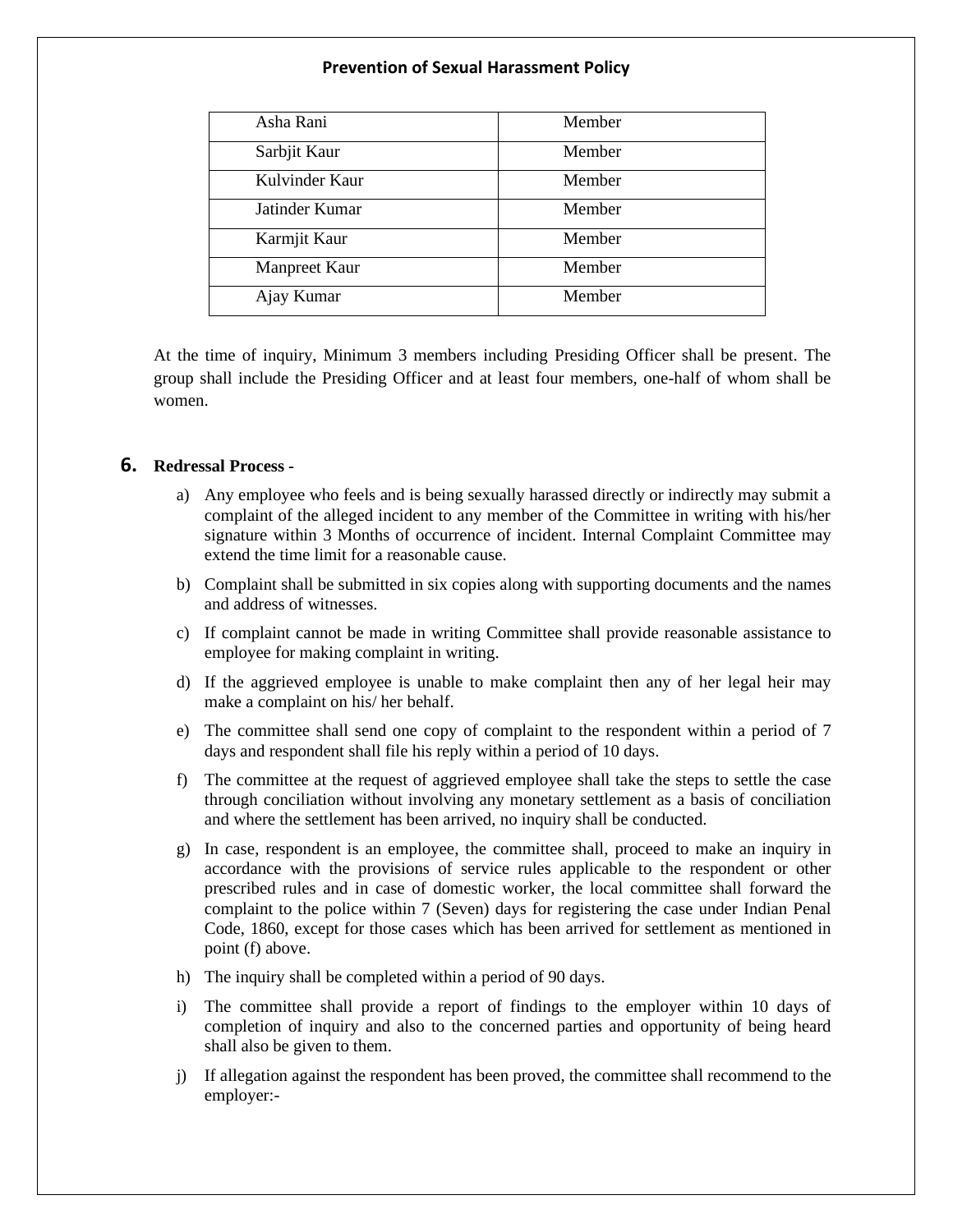| Asha Rani | Member |
|---|---|
| Sarbjit Kaur | Member |
| Kulvinder Kaur | Member |
| Jatinder Kumar | Member |
| Karmjit Kaur | Member |
| Manpreet Kaur | Member |
| Ajay Kumar | Member |

At the time of inquiry, Minimum 3 members including Presiding Officer shall be present. The group shall include the Presiding Officer and at least four members, one-half of whom shall be women.

## 6. Redressal Process -

a) Any employee who feels and is being sexually harassed directly or indirectly may submit a complaint of the alleged incident to any member of the Committee in writing with his/her signature within 3 Months of occurrence of incident. Internal Complaint Committee may extend the time limit for a reasonable cause.

b) Complaint shall be submitted in six copies along with supporting documents and the names and address of witnesses.

c) If complaint cannot be made in writing Committee shall provide reasonable assistance to employee for making complaint in writing.

d) If the aggrieved employee is unable to make complaint then any of her legal heir may make a complaint on his/ her behalf.

e) The committee shall send one copy of complaint to the respondent within a period of 7 days and respondent shall file his reply within a period of 10 days.

f) The committee at the request of aggrieved employee shall take the steps to settle the case through conciliation without involving any monetary settlement as a basis of conciliation and where the settlement has been arrived, no inquiry shall be conducted.

g) In case, respondent is an employee, the committee shall, proceed to make an inquiry in accordance with the provisions of service rules applicable to the respondent or other prescribed rules and in case of domestic worker, the local committee shall forward the complaint to the police within 7 (Seven) days for registering the case under Indian Penal Code, 1860, except for those cases which has been arrived for settlement as mentioned in point (f) above.

h) The inquiry shall be completed within a period of 90 days.

i) The committee shall provide a report of findings to the employer within 10 days of completion of inquiry and also to the concerned parties and opportunity of being heard shall also be given to them.

j) If allegation against the respondent has been proved, the committee shall recommend to the employer:-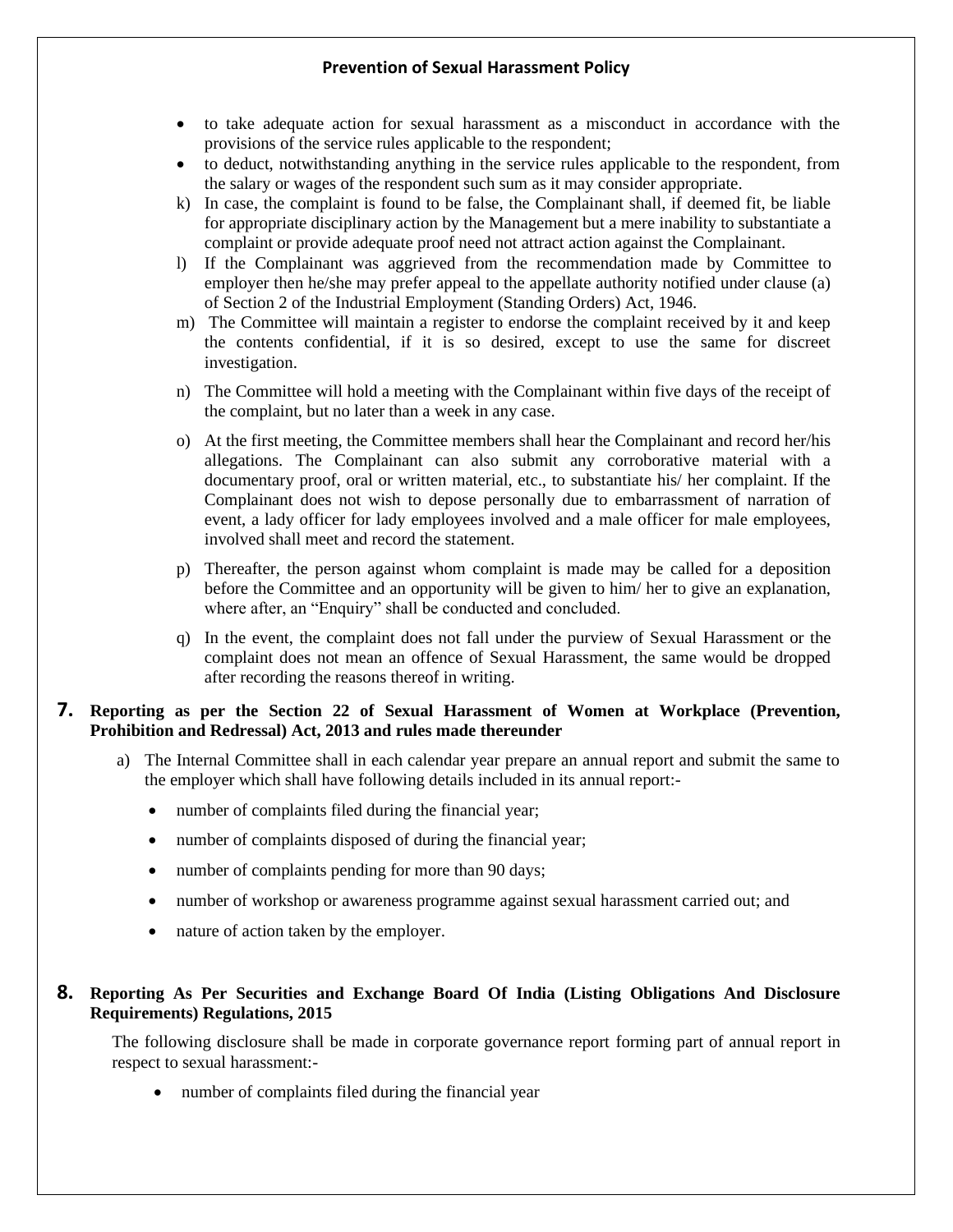- to take adequate action for sexual harassment as a misconduct in accordance with the provisions of the service rules applicable to the respondent;
- to deduct, notwithstanding anything in the service rules applicable to the respondent, from the salary or wages of the respondent such sum as it may consider appropriate.

k) In case, the complaint is found to be false, the Complainant shall, if deemed fit, be liable for appropriate disciplinary action by the Management but a mere inability to substantiate a complaint or provide adequate proof need not attract action against the Complainant.

l) If the Complainant was aggrieved from the recommendation made by Committee to employer then he/she may prefer appeal to the appellate authority notified under clause (a) of Section 2 of the Industrial Employment (Standing Orders) Act, 1946.

m) The Committee will maintain a register to endorse the complaint received by it and keep the contents confidential, if it is so desired, except to use the same for discreet investigation.

n) The Committee will hold a meeting with the Complainant within five days of the receipt of the complaint, but no later than a week in any case.

o) At the first meeting, the Committee members shall hear the Complainant and record her/his allegations. The Complainant can also submit any corroborative material with a documentary proof, oral or written material, etc., to substantiate his/ her complaint. If the Complainant does not wish to depose personally due to embarrassment of narration of event, a lady officer for lady employees involved and a male officer for male employees, involved shall meet and record the statement.

p) Thereafter, the person against whom complaint is made may be called for a deposition before the Committee and an opportunity will be given to him/ her to give an explanation, where after, an "Enquiry" shall be conducted and concluded.

q) In the event, the complaint does not fall under the purview of Sexual Harassment or the complaint does not mean an offence of Sexual Harassment, the same would be dropped after recording the reasons thereof in writing.

## 7. Reporting as per the Section 22 of Sexual Harassment of Women at Workplace (Prevention, Prohibition and Redressal) Act, 2013 and rules made thereunder

a) The Internal Committee shall in each calendar year prepare an annual report and submit the same to the employer which shall have following details included in its annual report:-

- number of complaints filed during the financial year;
- number of complaints disposed of during the financial year;
- number of complaints pending for more than 90 days;
- number of workshop or awareness programme against sexual harassment carried out; and
- nature of action taken by the employer.

## 8. Reporting As Per Securities and Exchange Board Of India (Listing Obligations And Disclosure Requirements) Regulations, 2015

The following disclosure shall be made in corporate governance report forming part of annual report in respect to sexual harassment:-

- number of complaints filed during the financial year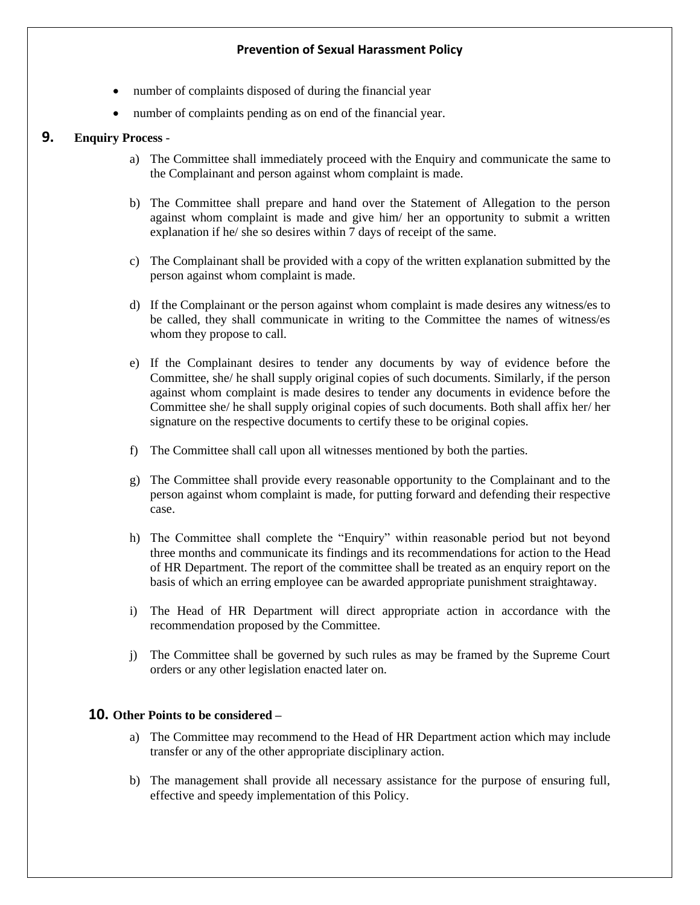- number of complaints disposed of during the financial year
- number of complaints pending as on end of the financial year.

## 9. Enquiry Process -

a) The Committee shall immediately proceed with the Enquiry and communicate the same to the Complainant and person against whom complaint is made.

b) The Committee shall prepare and hand over the Statement of Allegation to the person against whom complaint is made and give him/ her an opportunity to submit a written explanation if he/ she so desires within 7 days of receipt of the same.

c) The Complainant shall be provided with a copy of the written explanation submitted by the person against whom complaint is made.

d) If the Complainant or the person against whom complaint is made desires any witness/es to be called, they shall communicate in writing to the Committee the names of witness/es whom they propose to call.

e) If the Complainant desires to tender any documents by way of evidence before the Committee, she/ he shall supply original copies of such documents. Similarly, if the person against whom complaint is made desires to tender any documents in evidence before the Committee she/ he shall supply original copies of such documents. Both shall affix her/ her signature on the respective documents to certify these to be original copies.

f) The Committee shall call upon all witnesses mentioned by both the parties.

g) The Committee shall provide every reasonable opportunity to the Complainant and to the person against whom complaint is made, for putting forward and defending their respective case.

h) The Committee shall complete the "Enquiry" within reasonable period but not beyond three months and communicate its findings and its recommendations for action to the Head of HR Department. The report of the committee shall be treated as an enquiry report on the basis of which an erring employee can be awarded appropriate punishment straightaway.

i) The Head of HR Department will direct appropriate action in accordance with the recommendation proposed by the Committee.

j) The Committee shall be governed by such rules as may be framed by the Supreme Court orders or any other legislation enacted later on.

## 10. Other Points to be considered –

a) The Committee may recommend to the Head of HR Department action which may include transfer or any of the other appropriate disciplinary action.

b) The management shall provide all necessary assistance for the purpose of ensuring full, effective and speedy implementation of this Policy.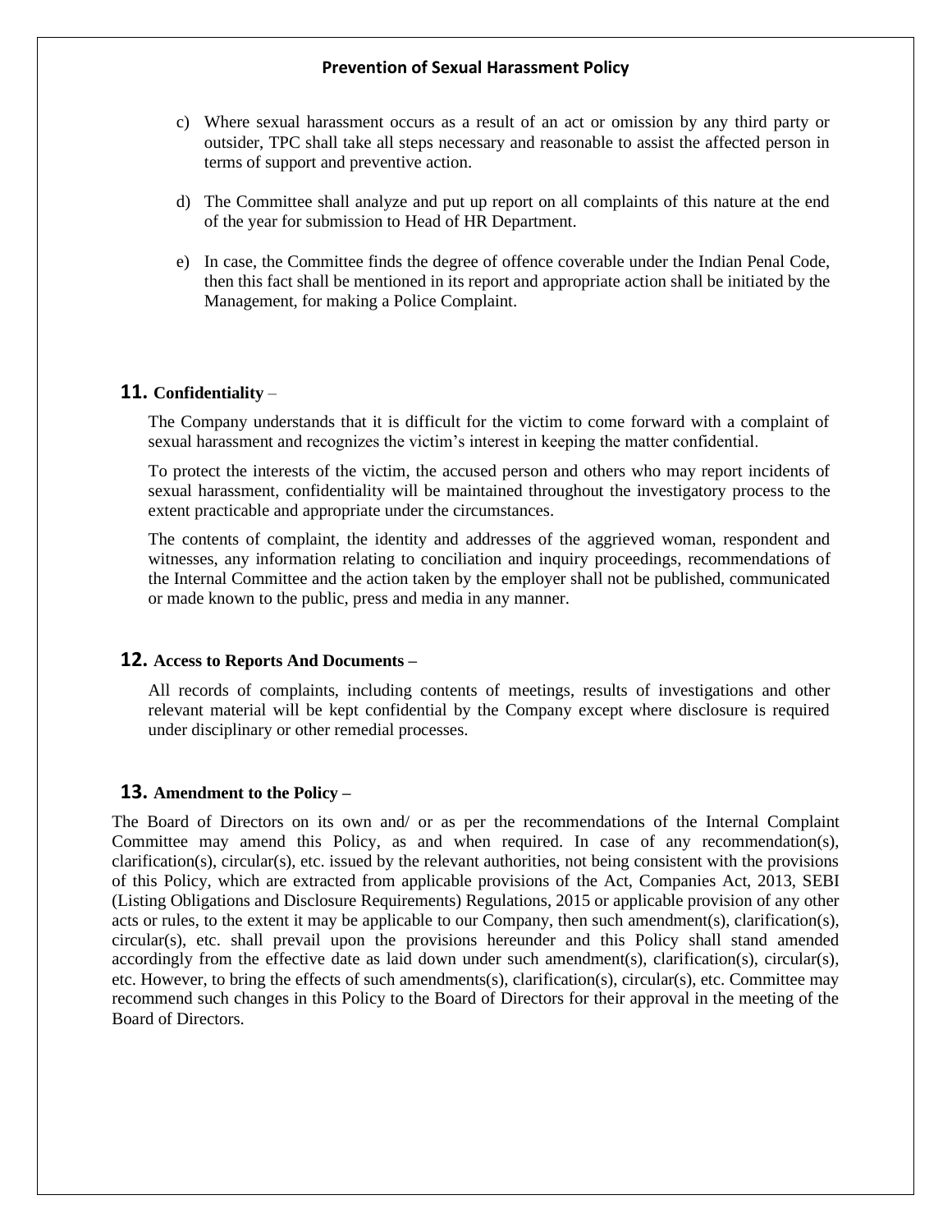c) Where sexual harassment occurs as a result of an act or omission by any third party or outsider, TPC shall take all steps necessary and reasonable to assist the affected person in terms of support and preventive action.

d) The Committee shall analyze and put up report on all complaints of this nature at the end of the year for submission to Head of HR Department.

e) In case, the Committee finds the degree of offence coverable under the Indian Penal Code, then this fact shall be mentioned in its report and appropriate action shall be initiated by the Management, for making a Police Complaint.

## 11. Confidentiality –

The Company understands that it is difficult for the victim to come forward with a complaint of sexual harassment and recognizes the victim's interest in keeping the matter confidential.

To protect the interests of the victim, the accused person and others who may report incidents of sexual harassment, confidentiality will be maintained throughout the investigatory process to the extent practicable and appropriate under the circumstances.

The contents of complaint, the identity and addresses of the aggrieved woman, respondent and witnesses, any information relating to conciliation and inquiry proceedings, recommendations of the Internal Committee and the action taken by the employer shall not be published, communicated or made known to the public, press and media in any manner.

## 12. Access to Reports And Documents –

All records of complaints, including contents of meetings, results of investigations and other relevant material will be kept confidential by the Company except where disclosure is required under disciplinary or other remedial processes.

## 13. Amendment to the Policy –

The Board of Directors on its own and/ or as per the recommendations of the Internal Complaint Committee may amend this Policy, as and when required. In case of any recommendation(s), clarification(s), circular(s), etc. issued by the relevant authorities, not being consistent with the provisions of this Policy, which are extracted from applicable provisions of the Act, Companies Act, 2013, SEBI (Listing Obligations and Disclosure Requirements) Regulations, 2015 or applicable provision of any other acts or rules, to the extent it may be applicable to our Company, then such amendment(s), clarification(s), circular(s), etc. shall prevail upon the provisions hereunder and this Policy shall stand amended accordingly from the effective date as laid down under such amendment(s), clarification(s), circular(s), etc. However, to bring the effects of such amendments(s), clarification(s), circular(s), etc. Committee may recommend such changes in this Policy to the Board of Directors for their approval in the meeting of the Board of Directors.